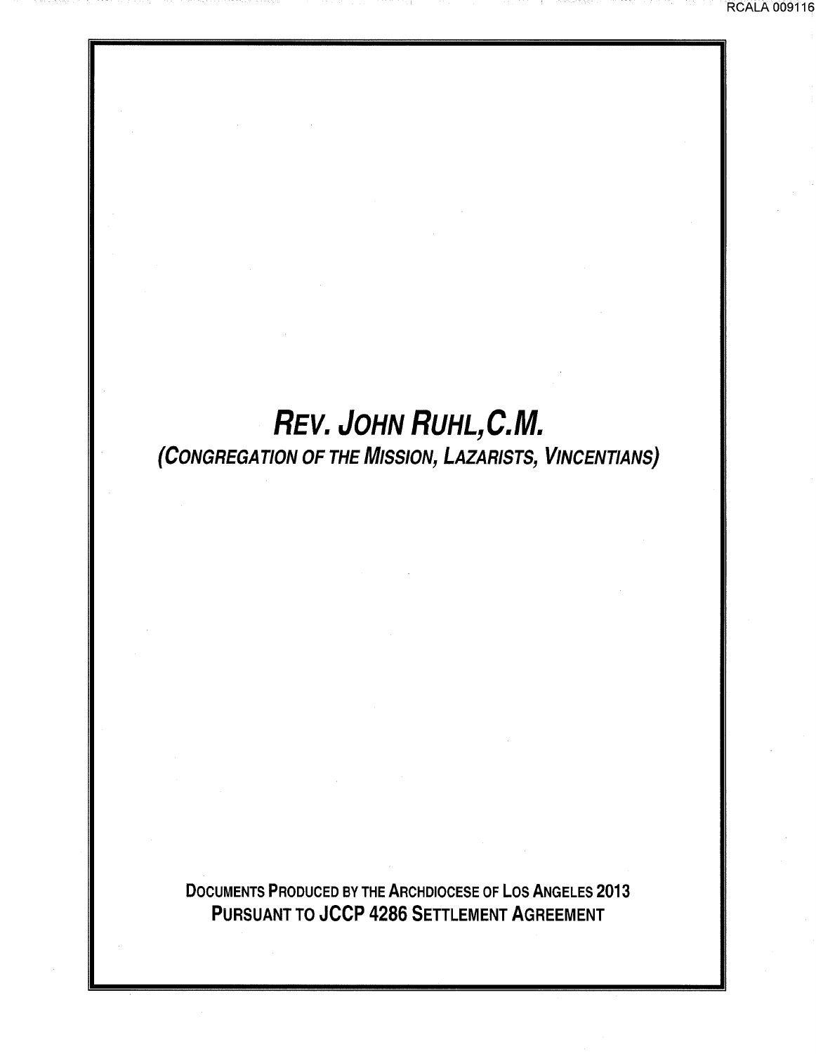# *REV. JOHN RUHL,C.M.*

## *(CONGREGATION OF THE MISSION, LAZARISTS, VINCENTIANS)*

DOCUMENTS PRODUCED BY THE ARCHDIOCESE OF LOS ANGELES 2013
**PURSUANT TO JCCP 4286 SETTLEMENT AGREEMENT**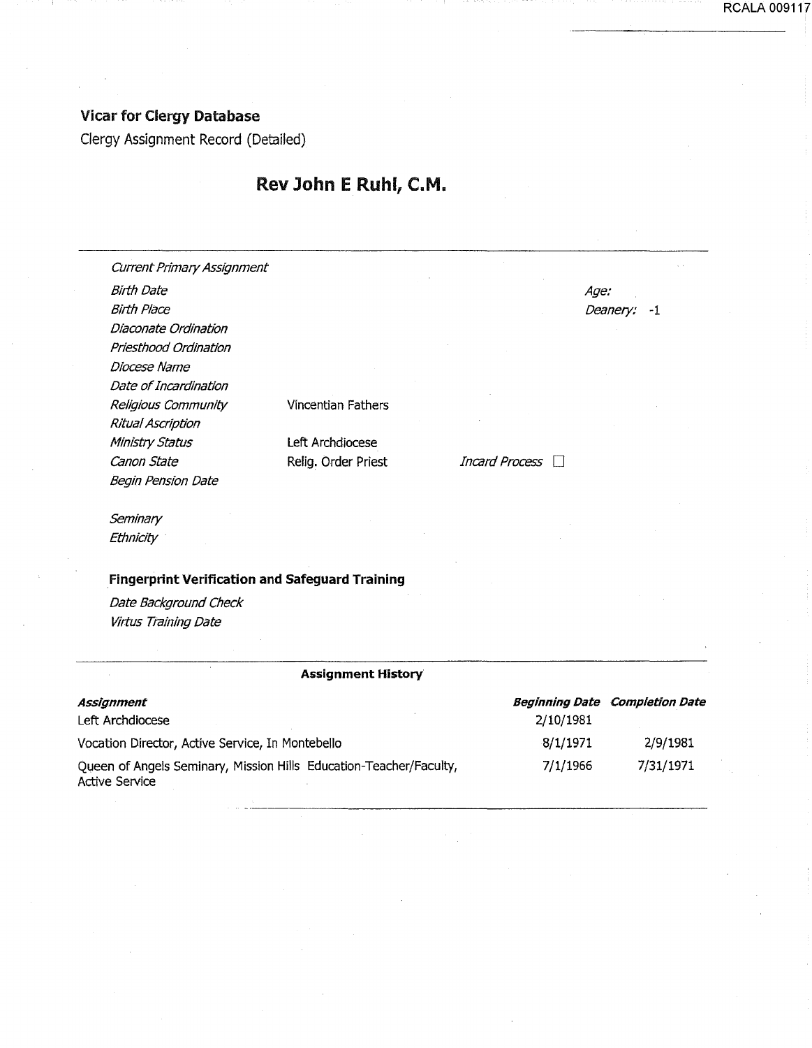**Vicar for Clergy Database**

Clergy Assignment Record (Detailed)

# Rev John E Ruhl, C.M.

| | | | |
|---|---|---|---|
| *Current Primary Assignment* | | | |
| *Birth Date* | | | *Age:* |
| *Birth Place* | | | *Deanery:* -1 |
| *Diaconate Ordination* | | | |
| *Priesthood Ordination* | | | |
| *Diocese Name* | | | |
| *Date of Incardination* | | | |
| *Religious Community* | Vincentian Fathers | | |
| *Ritual Ascription* | | | |
| *Ministry Status* | Left Archdiocese | | |
| *Canon State* | Relig. Order Priest | *Incard Process* ☐ | |
| *Begin Pension Date* | | | |

*Seminary*

*Ethnicity*

**Fingerprint Verification and Safeguard Training**

*Date Background Check*

*Virtus Training Date*

**Assignment History**

| ***Assignment*** | ***Beginning Date*** | ***Completion Date*** |
|---|---|---|
| Left Archdiocese | 2/10/1981 | |
| Vocation Director, Active Service, In Montebello | 8/1/1971 | 2/9/1981 |
| Queen of Angels Seminary, Mission Hills Education-Teacher/Faculty, Active Service | 7/1/1966 | 7/31/1971 |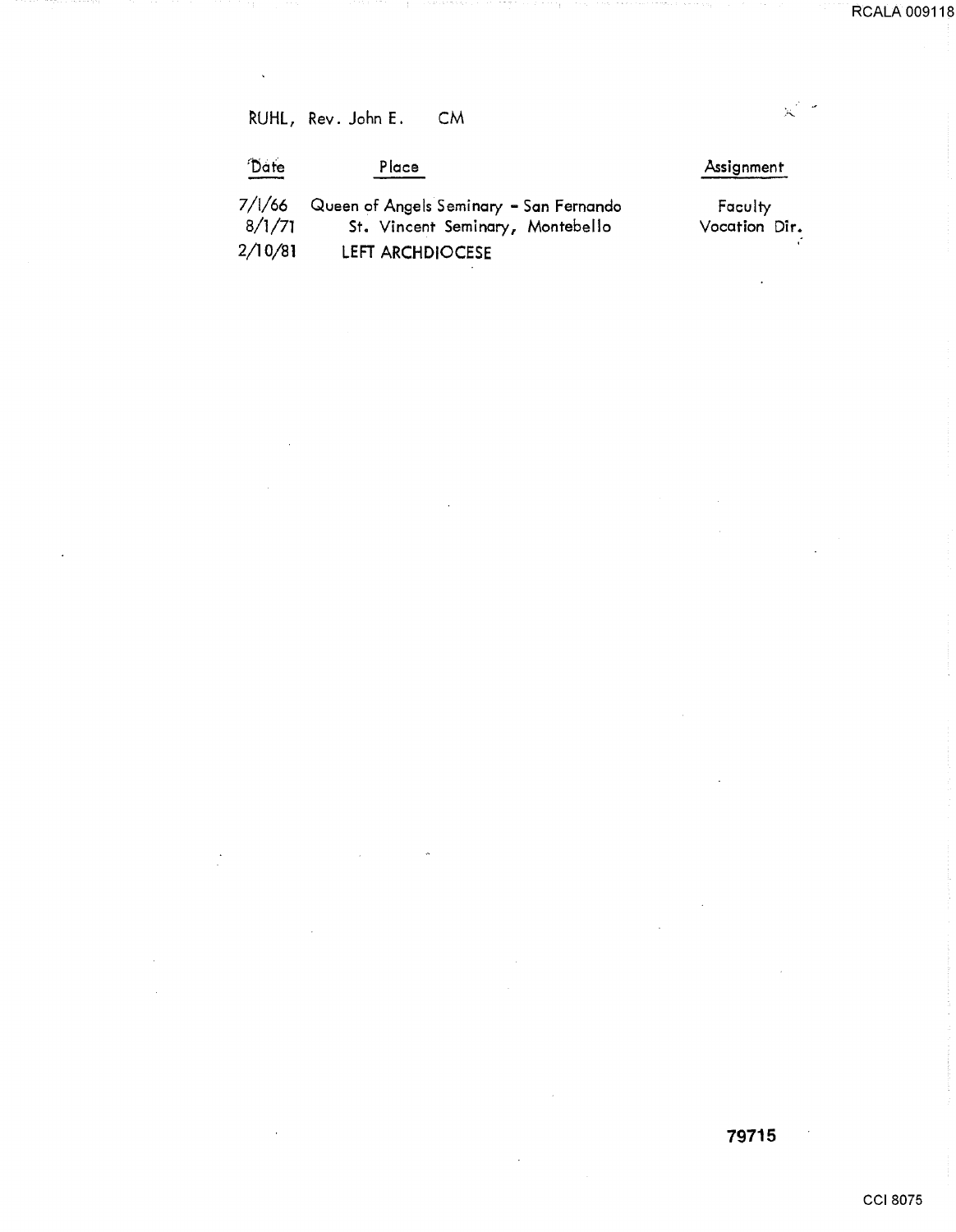RUHL, Rev. John E.     CM

| Date | Place | Assignment |
| --- | --- | --- |
| 7/1/66 | Queen of Angels Seminary - San Fernando | Faculty |
| 8/1/71 | St. Vincent Seminary, Montebello | Vocation Dir. |
| 2/10/81 | LEFT ARCHDIOCESE | |

79715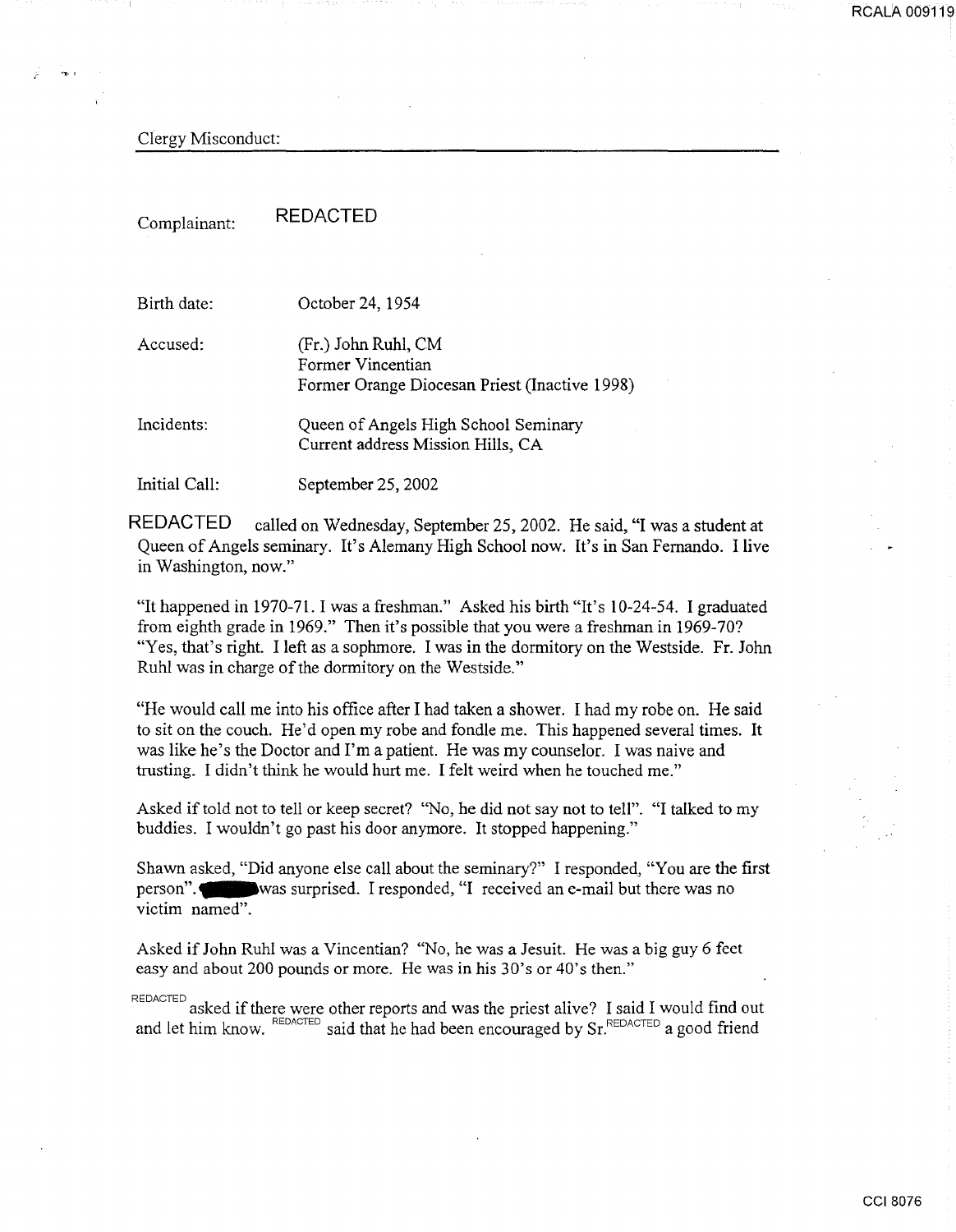Clergy Misconduct:

---

Complainant: REDACTED

Birth date: October 24, 1954

Accused: (Fr.) John Ruhl, CM
Former Vincentian
Former Orange Diocesan Priest (Inactive 1998)

Incidents: Queen of Angels High School Seminary
Current address Mission Hills, CA

Initial Call: September 25, 2002

REDACTED called on Wednesday, September 25, 2002. He said, "I was a student at Queen of Angels seminary. It's Alemany High School now. It's in San Fernando. I live in Washington, now."

"It happened in 1970-71. I was a freshman." Asked his birth "It's 10-24-54. I graduated from eighth grade in 1969." Then it's possible that you were a freshman in 1969-70? "Yes, that's right. I left as a sophmore. I was in the dormitory on the Westside. Fr. John Ruhl was in charge of the dormitory on the Westside."

"He would call me into his office after I had taken a shower. I had my robe on. He said to sit on the couch. He'd open my robe and fondle me. This happened several times. It was like he's the Doctor and I'm a patient. He was my counselor. I was naive and trusting. I didn't think he would hurt me. I felt weird when he touched me."

Asked if told not to tell or keep secret? "No, he did not say not to tell". "I talked to my buddies. I wouldn't go past his door anymore. It stopped happening."

Shawn asked, "Did anyone else call about the seminary?" I responded, "You are the first person". ███ was surprised. I responded, "I received an e-mail but there was no victim named".

Asked if John Ruhl was a Vincentian? "No, he was a Jesuit. He was a big guy 6 feet easy and about 200 pounds or more. He was in his 30's or 40's then."

REDACTED asked if there were other reports and was the priest alive? I said I would find out and let him know. REDACTED said that he had been encouraged by Sr. REDACTED a good friend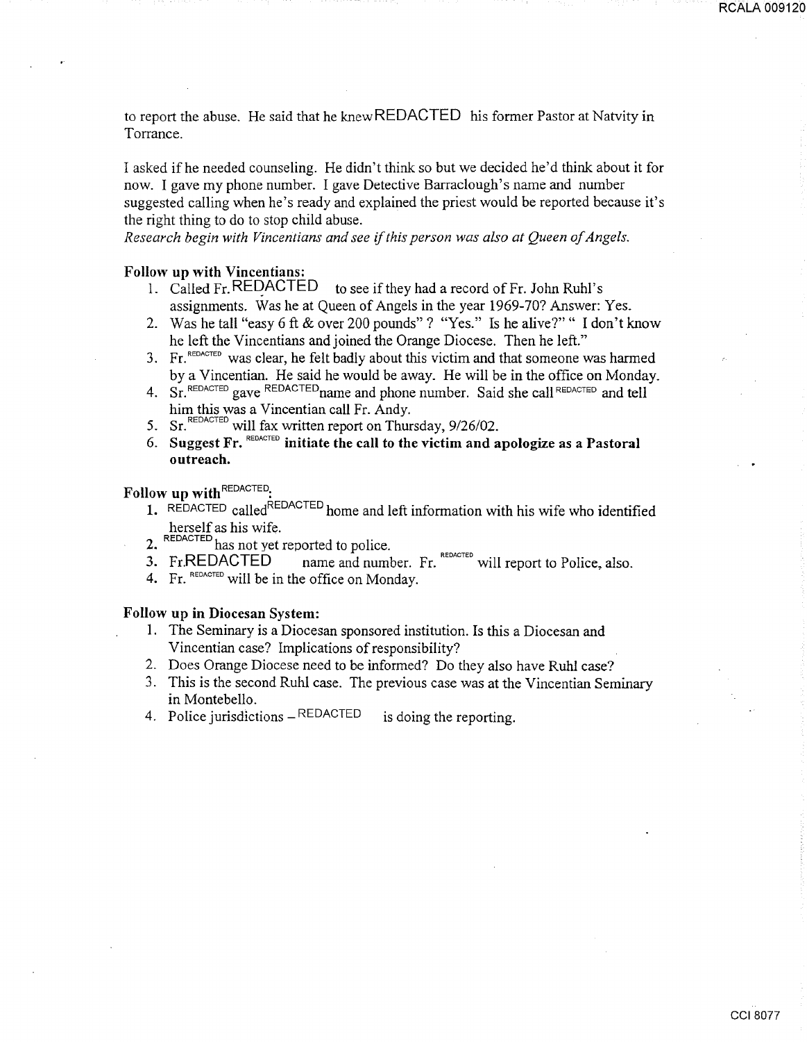to report the abuse. He said that he knew REDACTED his former Pastor at Natvity in Torrance.

I asked if he needed counseling. He didn't think so but we decided he'd think about it for now. I gave my phone number. I gave Detective Barraclough's name and number suggested calling when he's ready and explained the priest would be reported because it's the right thing to do to stop child abuse.

*Research begin with Vincentians and see if this person was also at Queen of Angels.*

**Follow up with Vincentians:**

1. Called Fr. REDACTED to see if they had a record of Fr. John Ruhl's assignments. Was he at Queen of Angels in the year 1969-70? Answer: Yes.
2. Was he tall "easy 6 ft & over 200 pounds" ? "Yes." Is he alive?" " I don't know he left the Vincentians and joined the Orange Diocese. Then he left."
3. Fr. REDACTED was clear, he felt badly about this victim and that someone was harmed by a Vincentian. He said he would be away. He will be in the office on Monday.
4. Sr. REDACTED gave REDACTED name and phone number. Said she call REDACTED and tell him this was a Vincentian call Fr. Andy.
5. Sr. REDACTED will fax written report on Thursday, 9/26/02.
6. **Suggest Fr. REDACTED initiate the call to the victim and apologize as a Pastoral outreach.**

**Follow up with REDACTED:**

1. REDACTED called REDACTED home and left information with his wife who identified herself as his wife.
2. REDACTED has not yet reported to police.
3. Fr. REDACTED name and number. Fr. REDACTED will report to Police, also.
4. Fr. REDACTED will be in the office on Monday.

**Follow up in Diocesan System:**

1. The Seminary is a Diocesan sponsored institution. Is this a Diocesan and Vincentian case? Implications of responsibility?
2. Does Orange Diocese need to be informed? Do they also have Ruhl case?
3. This is the second Ruhl case. The previous case was at the Vincentian Seminary in Montebello.
4. Police jurisdictions – REDACTED is doing the reporting.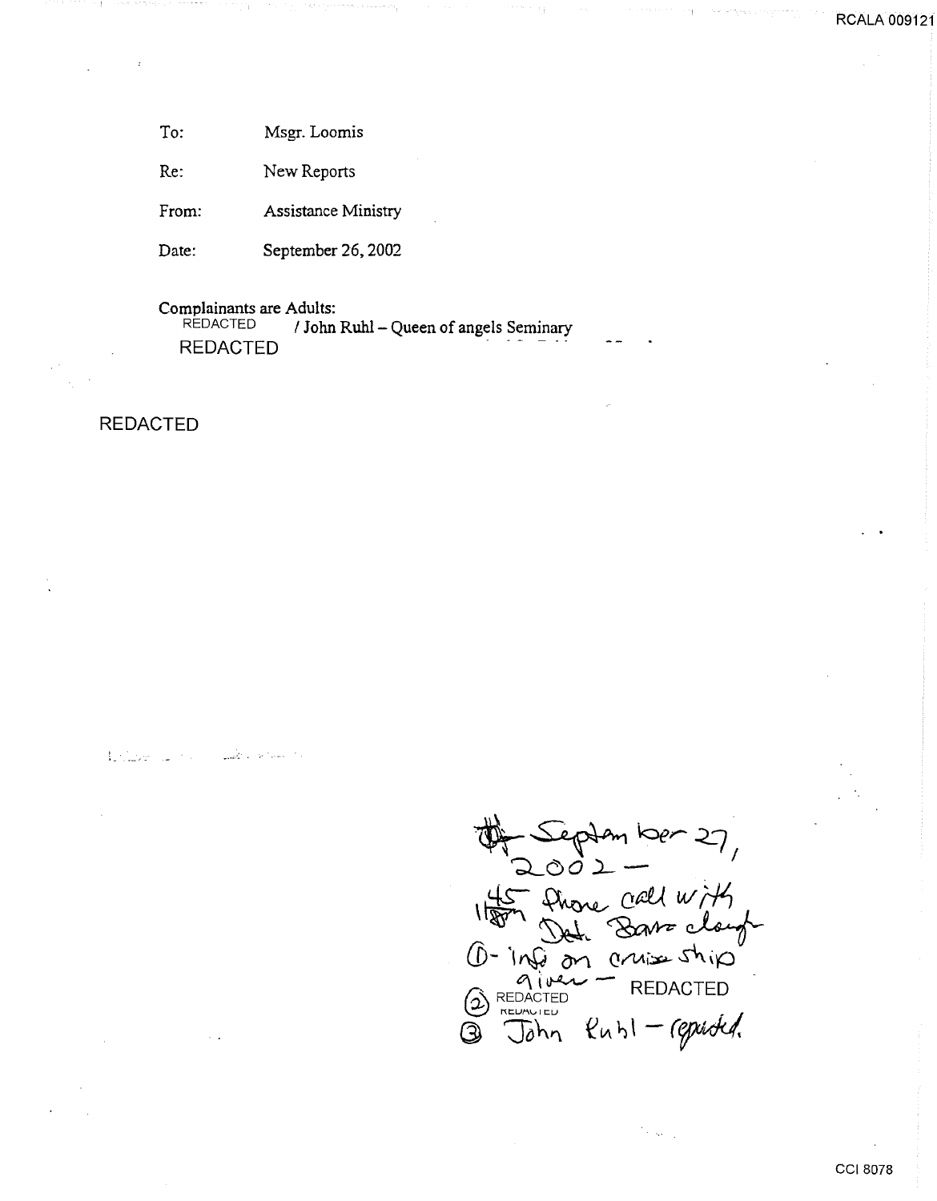To: Msgr. Loomis

Re: New Reports

From: Assistance Ministry

Date: September 26, 2002

Complainants are Adults:

REDACTED / John Ruhl – Queen of angels Seminary

REDACTED

REDACTED

September 27, 2002 –

11:45 am Phone call with Det. Barro clough

① - Info on cruise ship given – REDACTED

② REDACTED REDACTED

③ John Ruhl – repeated.

CCI 8078